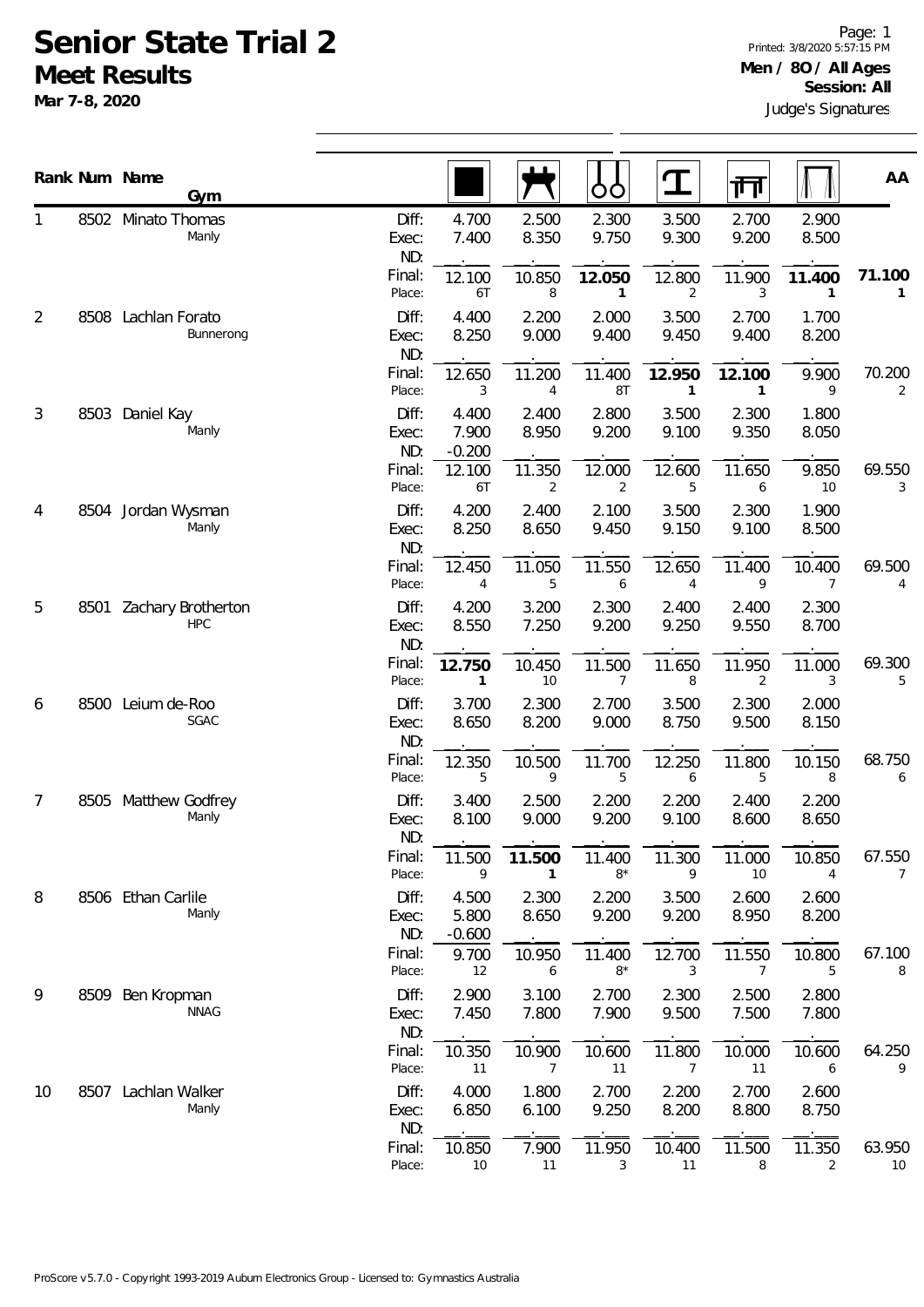# Senior State Trial 2

## Meet Results

**Mar 7-8, 2020**

Page: 1
Printed: 3/8/2020 5:57:15 PM
**Men / 8O / All Ages**
**Session: All**
Judge's Signatures

| Rank | Num | Name / Gym | | Floor | Pommel Horse | Rings | Vault | Parallel Bars | High Bar | AA |
|---|---|---|---|---|---|---|---|---|---|---|
| 1 | 8502 | Minato Thomas / Manly | Diff: | 4.700 | 2.500 | 2.300 | 3.500 | 2.700 | 2.900 | |
| | | | Exec: | 7.400 | 8.350 | 9.750 | 9.300 | 9.200 | 8.500 | |
| | | | ND: | | | | | | | |
| | | | Final: | 12.100 | 10.850 | **12.050** | 12.800 | 11.900 | **11.400** | **71.100** |
| | | | Place: | 6T | 8 | **1** | 2 | 3 | **1** | **1** |
| 2 | 8508 | Lachlan Forato / Bunnerong | Diff: | 4.400 | 2.200 | 2.000 | 3.500 | 2.700 | 1.700 | |
| | | | Exec: | 8.250 | 9.000 | 9.400 | 9.450 | 9.400 | 8.200 | |
| | | | ND: | | | | | | | |
| | | | Final: | 12.650 | 11.200 | 11.400 | **12.950** | **12.100** | 9.900 | 70.200 |
| | | | Place: | 3 | 4 | 8T | **1** | **1** | 9 | 2 |
| 3 | 8503 | Daniel Kay / Manly | Diff: | 4.400 | 2.400 | 2.800 | 3.500 | 2.300 | 1.800 | |
| | | | Exec: | 7.900 | 8.950 | 9.200 | 9.100 | 9.350 | 8.050 | |
| | | | ND: | -0.200 | | | | | | |
| | | | Final: | 12.100 | 11.350 | 12.000 | 12.600 | 11.650 | 9.850 | 69.550 |
| | | | Place: | 6T | 2 | 2 | 5 | 6 | 10 | 3 |
| 4 | 8504 | Jordan Wysman / Manly | Diff: | 4.200 | 2.400 | 2.100 | 3.500 | 2.300 | 1.900 | |
| | | | Exec: | 8.250 | 8.650 | 9.450 | 9.150 | 9.100 | 8.500 | |
| | | | ND: | | | | | | | |
| | | | Final: | 12.450 | 11.050 | 11.550 | 12.650 | 11.400 | 10.400 | 69.500 |
| | | | Place: | 4 | 5 | 6 | 4 | 9 | 7 | 4 |
| 5 | 8501 | Zachary Brotherton / HPC | Diff: | 4.200 | 3.200 | 2.300 | 2.400 | 2.400 | 2.300 | |
| | | | Exec: | 8.550 | 7.250 | 9.200 | 9.250 | 9.550 | 8.700 | |
| | | | ND: | | | | | | | |
| | | | Final: | **12.750** | 10.450 | 11.500 | 11.650 | 11.950 | 11.000 | 69.300 |
| | | | Place: | **1** | 10 | 7 | 8 | 2 | 3 | 5 |
| 6 | 8500 | Leium de-Roo / SGAC | Diff: | 3.700 | 2.300 | 2.700 | 3.500 | 2.300 | 2.000 | |
| | | | Exec: | 8.650 | 8.200 | 9.000 | 8.750 | 9.500 | 8.150 | |
| | | | ND: | | | | | | | |
| | | | Final: | 12.350 | 10.500 | 11.700 | 12.250 | 11.800 | 10.150 | 68.750 |
| | | | Place: | 5 | 9 | 5 | 6 | 5 | 8 | 6 |
| 7 | 8505 | Matthew Godfrey / Manly | Diff: | 3.400 | 2.500 | 2.200 | 2.200 | 2.400 | 2.200 | |
| | | | Exec: | 8.100 | 9.000 | 9.200 | 9.100 | 8.600 | 8.650 | |
| | | | ND: | | | | | | | |
| | | | Final: | 11.500 | **11.500** | 11.400 | 11.300 | 11.000 | 10.850 | 67.550 |
| | | | Place: | 9 | **1** | 8* | 9 | 10 | 4 | 7 |
| 8 | 8506 | Ethan Carlile / Manly | Diff: | 4.500 | 2.300 | 2.200 | 3.500 | 2.600 | 2.600 | |
| | | | Exec: | 5.800 | 8.650 | 9.200 | 9.200 | 8.950 | 8.200 | |
| | | | ND: | -0.600 | | | | | | |
| | | | Final: | 9.700 | 10.950 | 11.400 | 12.700 | 11.550 | 10.800 | 67.100 |
| | | | Place: | 12 | 6 | 8* | 3 | 7 | 5 | 8 |
| 9 | 8509 | Ben Kropman / NNAG | Diff: | 2.900 | 3.100 | 2.700 | 2.300 | 2.500 | 2.800 | |
| | | | Exec: | 7.450 | 7.800 | 7.900 | 9.500 | 7.500 | 7.800 | |
| | | | ND: | | | | | | | |
| | | | Final: | 10.350 | 10.900 | 10.600 | 11.800 | 10.000 | 10.600 | 64.250 |
| | | | Place: | 11 | 7 | 11 | 7 | 11 | 6 | 9 |
| 10 | 8507 | Lachlan Walker / Manly | Diff: | 4.000 | 1.800 | 2.700 | 2.200 | 2.700 | 2.600 | |
| | | | Exec: | 6.850 | 6.100 | 9.250 | 8.200 | 8.800 | 8.750 | |
| | | | ND: | | | | | | | |
| | | | Final: | 10.850 | 7.900 | 11.950 | 10.400 | 11.500 | 11.350 | 63.950 |
| | | | Place: | 10 | 11 | 3 | 11 | 8 | 2 | 10 |

ProScore v5.7.0 - Copyright 1993-2019 Auburn Electronics Group - Licensed to: Gymnastics Australia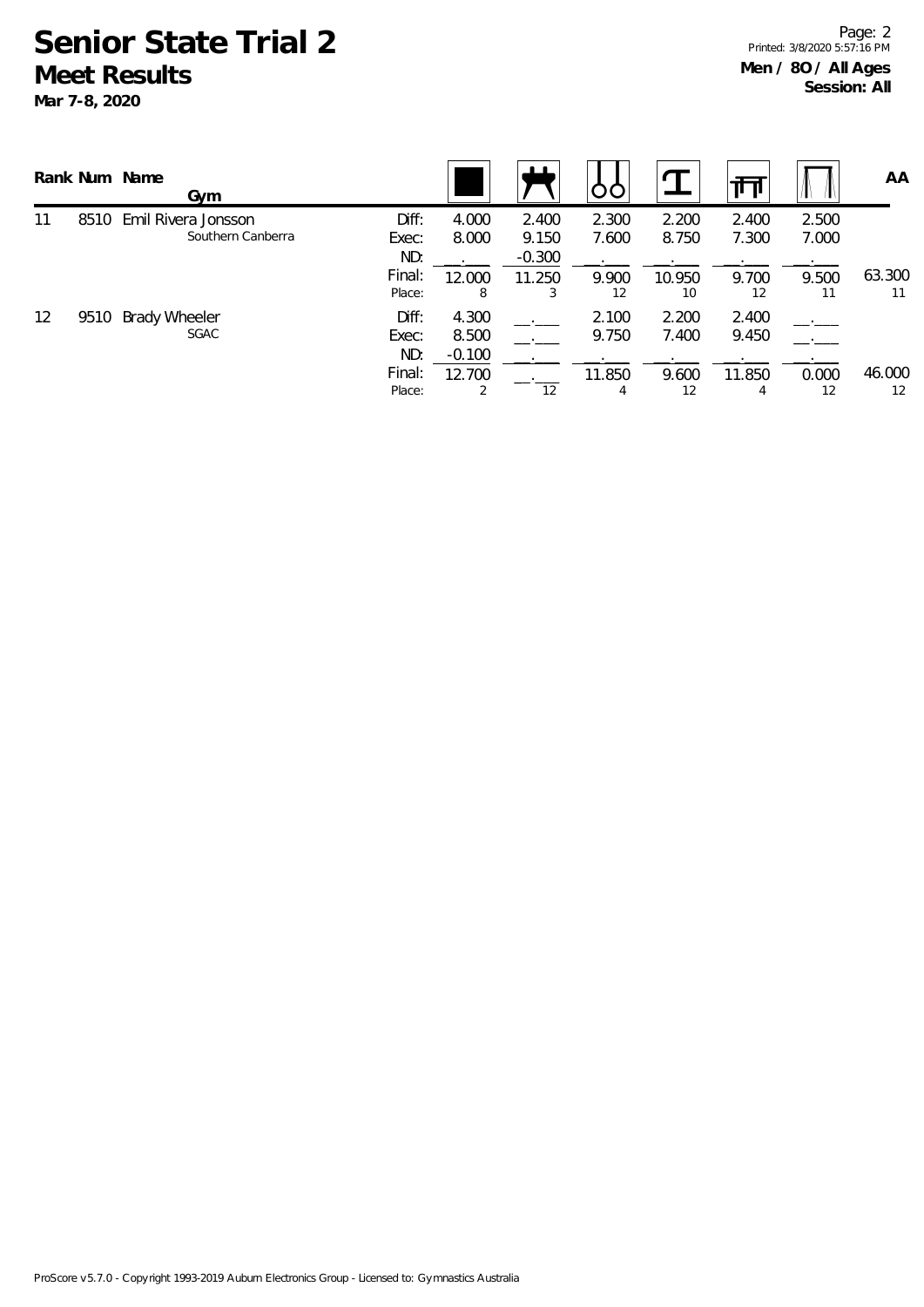# Senior State Trial 2

## Meet Results

**Mar 7-8, 2020**

**Men / 8O / All Ages**
**Session: All**

| Rank | Num | Name / Gym | | Floor | Pommel Horse | Rings | Vault | Parallel Bars | High Bar | AA |
|---|---|---|---|---|---|---|---|---|---|---|
| 11 | 8510 | Emil Rivera Jonsson | Diff: | 4.000 | 2.400 | 2.300 | 2.200 | 2.400 | 2.500 | |
| | | Southern Canberra | Exec: | 8.000 | 9.150 | 7.600 | 8.750 | 7.300 | 7.000 | |
| | | | ND: | __.___ | -0.300 | __.___ | __.___ | __.___ | __.___ | |
| | | | Final: | 12.000 | 11.250 | 9.900 | 10.950 | 9.700 | 9.500 | 63.300 |
| | | | Place: | 8 | 3 | 12 | 10 | 12 | 11 | 11 |
| 12 | 9510 | Brady Wheeler | Diff: | 4.300 | __.___ | 2.100 | 2.200 | 2.400 | __.___ | |
| | | SGAC | Exec: | 8.500 | __.___ | 9.750 | 7.400 | 9.450 | __.___ | |
| | | | ND: | -0.100 | __.___ | __.___ | __.___ | __.___ | __.___ | |
| | | | Final: | 12.700 | __.___ | 11.850 | 9.600 | 11.850 | 0.000 | 46.000 |
| | | | Place: | 2 | 12 | 4 | 12 | 4 | 12 | 12 |

ProScore v5.7.0 - Copyright 1993-2019 Auburn Electronics Group - Licensed to: Gymnastics Australia